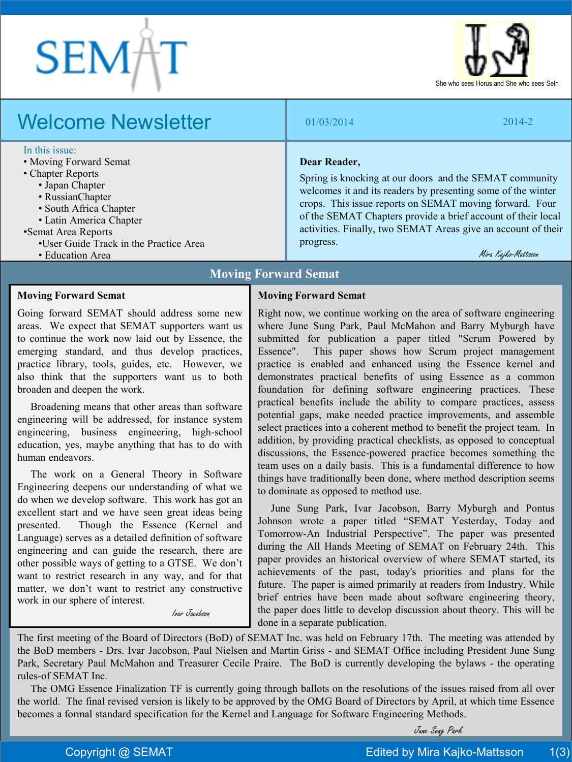SEMAT

She who sees Horus and She who sees Seth

# Welcome Newsletter

01/03/2014 2014-2

In this issue:
- Moving Forward Semat
- Chapter Reports
  - Japan Chapter
  - RussianChapter
  - South Africa Chapter
  - Latin America Chapter
- Semat Area Reports
  - User Guide Track in the Practice Area
  - Education Area

**Dear Reader,**

Spring is knocking at our doors and the SEMAT community welcomes it and its readers by presenting some of the winter crops. This issue reports on SEMAT moving forward. Four of the SEMAT Chapters provide a brief account of their local activities. Finally, two SEMAT Areas give an account of their progress.

*Mira Kajko-Mattsson*

## Moving Forward Semat

### Moving Forward Semat

Going forward SEMAT should address some new areas. We expect that SEMAT supporters want us to continue the work now laid out by Essence, the emerging standard, and thus develop practices, practice library, tools, guides, etc. However, we also think that the supporters want us to both broaden and deepen the work.

Broadening means that other areas than software engineering will be addressed, for instance system engineering, business engineering, high-school education, yes, maybe anything that has to do with human endeavors.

The work on a General Theory in Software Engineering deepens our understanding of what we do when we develop software. This work has got an excellent start and we have seen great ideas being presented. Though the Essence (Kernel and Language) serves as a detailed definition of software engineering and can guide the research, there are other possible ways of getting to a GTSE. We don't want to restrict research in any way, and for that matter, we don't want to restrict any constructive work in our sphere of interest.

*Ivar Jacobson*

### Moving Forward Semat

Right now, we continue working on the area of software engineering where June Sung Park, Paul McMahon and Barry Myburgh have submitted for publication a paper titled "Scrum Powered by Essence". This paper shows how Scrum project management practice is enabled and enhanced using the Essence kernel and demonstrates practical benefits of using Essence as a common foundation for defining software engineering practices. These practical benefits include the ability to compare practices, assess potential gaps, make needed practice improvements, and assemble select practices into a coherent method to benefit the project team. In addition, by providing practical checklists, as opposed to conceptual discussions, the Essence-powered practice becomes something the team uses on a daily basis. This is a fundamental difference to how things have traditionally been done, where method description seems to dominate as opposed to method use.

June Sung Park, Ivar Jacobson, Barry Myburgh and Pontus Johnson wrote a paper titled "SEMAT Yesterday, Today and Tomorrow-An Industrial Perspective". The paper was presented during the All Hands Meeting of SEMAT on February 24th. This paper provides an historical overview of where SEMAT started, its achievements of the past, today's priorities and plans for the future. The paper is aimed primarily at readers from Industry. While brief entries have been made about software engineering theory, the paper does little to develop discussion about theory. This will be done in a separate publication.

The first meeting of the Board of Directors (BoD) of SEMAT Inc. was held on February 17th. The meeting was attended by the BoD members - Drs. Ivar Jacobson, Paul Nielsen and Martin Griss - and SEMAT Office including President June Sung Park, Secretary Paul McMahon and Treasurer Cecile Praire. The BoD is currently developing the bylaws - the operating rules-of SEMAT Inc.

The OMG Essence Finalization TF is currently going through ballots on the resolutions of the issues raised from all over the world. The final revised version is likely to be approved by the OMG Board of Directors by April, at which time Essence becomes a formal standard specification for the Kernel and Language for Software Engineering Methods.

*June Sung Park*

Copyright @ SEMAT — Edited by Mira Kajko-Mattsson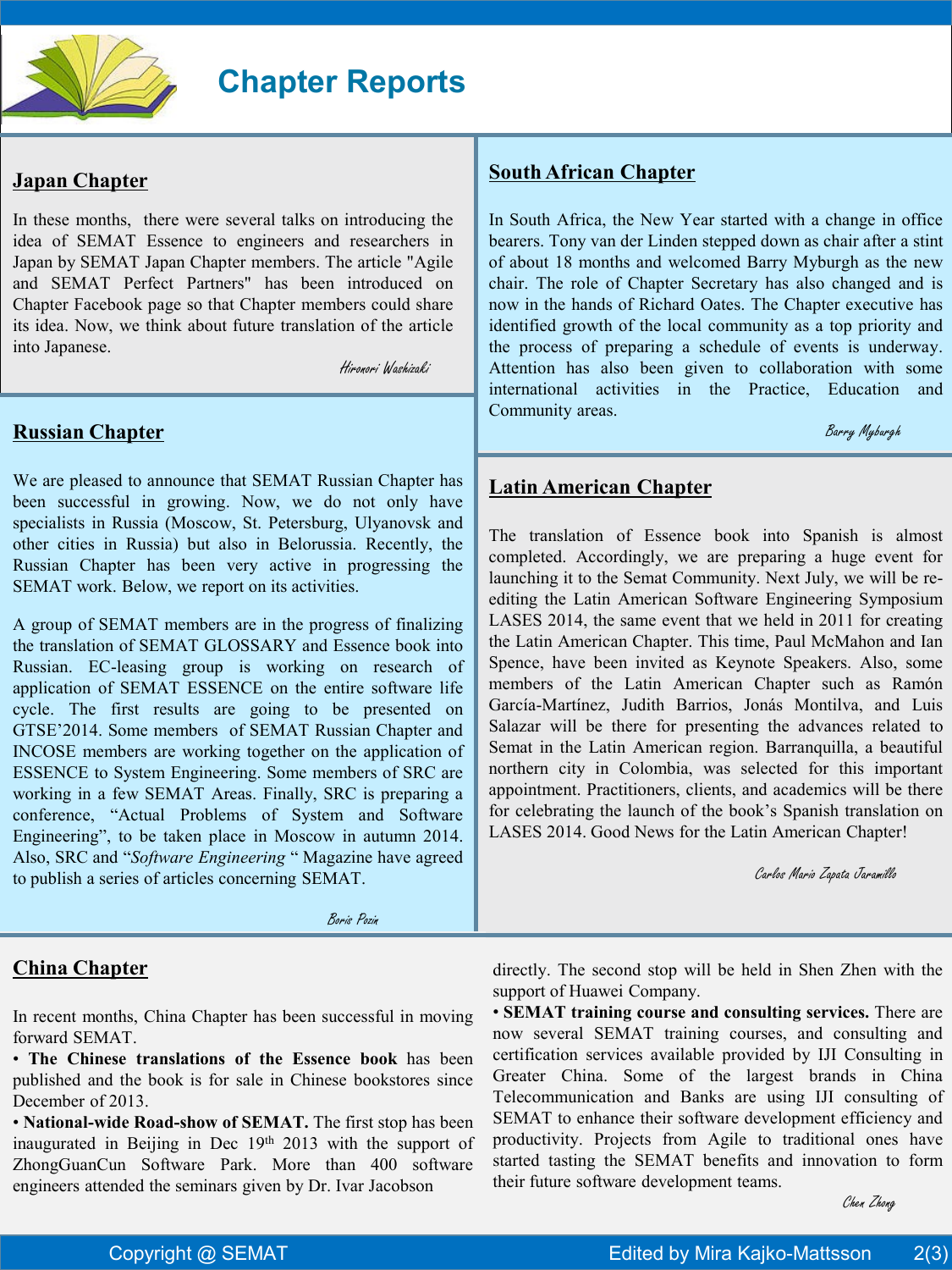# Chapter Reports

## Japan Chapter

In these months, there were several talks on introducing the idea of SEMAT Essence to engineers and researchers in Japan by SEMAT Japan Chapter members. The article "Agile and SEMAT Perfect Partners" has been introduced on Chapter Facebook page so that Chapter members could share its idea. Now, we think about future translation of the article into Japanese.

*Hironori Washizaki*

## Russian Chapter

We are pleased to announce that SEMAT Russian Chapter has been successful in growing. Now, we do not only have specialists in Russia (Moscow, St. Petersburg, Ulyanovsk and other cities in Russia) but also in Belorussia. Recently, the Russian Chapter has been very active in progressing the SEMAT work. Below, we report on its activities.

A group of SEMAT members are in the progress of finalizing the translation of SEMAT GLOSSARY and Essence book into Russian. EC-leasing group is working on research of application of SEMAT ESSENCE on the entire software life cycle. The first results are going to be presented on GTSE'2014. Some members of SEMAT Russian Chapter and INCOSE members are working together on the application of ESSENCE to System Engineering. Some members of SRC are working in a few SEMAT Areas. Finally, SRC is preparing a conference, "Actual Problems of System and Software Engineering", to be taken place in Moscow in autumn 2014. Also, SRC and "*Software Engineering* " Magazine have agreed to publish a series of articles concerning SEMAT.

*Boris Pozin*

## South African Chapter

In South Africa, the New Year started with a change in office bearers. Tony van der Linden stepped down as chair after a stint of about 18 months and welcomed Barry Myburgh as the new chair. The role of Chapter Secretary has also changed and is now in the hands of Richard Oates. The Chapter executive has identified growth of the local community as a top priority and the process of preparing a schedule of events is underway. Attention has also been given to collaboration with some international activities in the Practice, Education and Community areas.

*Barry Myburgh*

## Latin American Chapter

The translation of Essence book into Spanish is almost completed. Accordingly, we are preparing a huge event for launching it to the Semat Community. Next July, we will be re-editing the Latin American Software Engineering Symposium LASES 2014, the same event that we held in 2011 for creating the Latin American Chapter. This time, Paul McMahon and Ian Spence, have been invited as Keynote Speakers. Also, some members of the Latin American Chapter such as Ramón García-Martínez, Judith Barrios, Jonás Montilva, and Luis Salazar will be there for presenting the advances related to Semat in the Latin American region. Barranquilla, a beautiful northern city in Colombia, was selected for this important appointment. Practitioners, clients, and academics will be there for celebrating the launch of the book's Spanish translation on LASES 2014. Good News for the Latin American Chapter!

*Carlos Mario Zapata Jaramillo*

## China Chapter

In recent months, China Chapter has been successful in moving forward SEMAT.

- **The Chinese translations of the Essence book** has been published and the book is for sale in Chinese bookstores since December of 2013.
- **National-wide Road-show of SEMAT.** The first stop has been inaugurated in Beijing in Dec 19th 2013 with the support of ZhongGuanCun Software Park. More than 400 software engineers attended the seminars given by Dr. Ivar Jacobson directly. The second stop will be held in Shen Zhen with the support of Huawei Company.
- **SEMAT training course and consulting services.** There are now several SEMAT training courses, and consulting and certification services available provided by IJI Consulting in Greater China. Some of the largest brands in China Telecommunication and Banks are using IJI consulting of SEMAT to enhance their software development efficiency and productivity. Projects from Agile to traditional ones have started tasting the SEMAT benefits and innovation to form their future software development teams.

*Chen Zhong*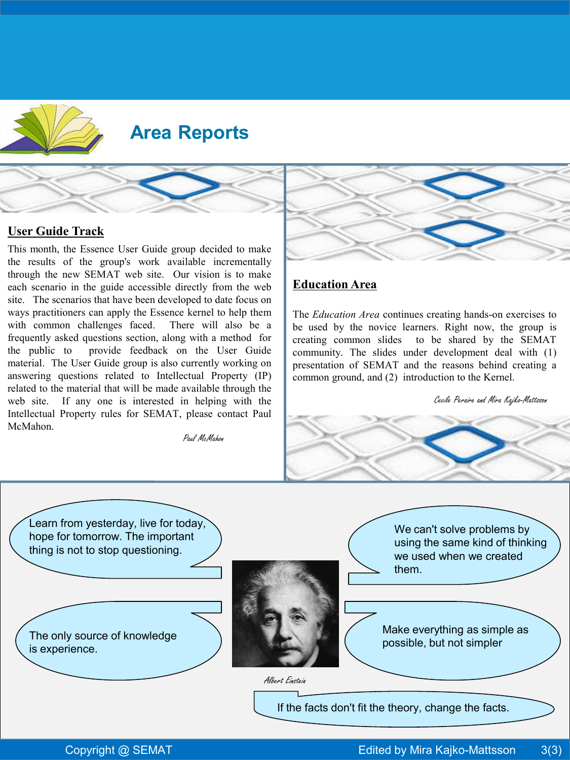# Area Reports

## User Guide Track

This month, the Essence User Guide group decided to make the results of the group's work available incrementally through the new SEMAT web site. Our vision is to make each scenario in the guide accessible directly from the web site. The scenarios that have been developed to date focus on ways practitioners can apply the Essence kernel to help them with common challenges faced. There will also be a frequently asked questions section, along with a method for the public to provide feedback on the User Guide material. The User Guide group is also currently working on answering questions related to Intellectual Property (IP) related to the material that will be made available through the web site. If any one is interested in helping with the Intellectual Property rules for SEMAT, please contact Paul McMahon.

*Paul McMahon*

## Education Area

The *Education Area* continues creating hands-on exercises to be used by the novice learners. Right now, the group is creating common slides to be shared by the SEMAT community. The slides under development deal with (1) presentation of SEMAT and the reasons behind creating a common ground, and (2) introduction to the Kernel.

*Cecile Peraire and Mira Kajko-Mattsson*

Learn from yesterday, live for today, hope for tomorrow. The important thing is not to stop questioning.

We can't solve problems by using the same kind of thinking we used when we created them.

The only source of knowledge is experience.

Make everything as simple as possible, but not simpler

*Albert Einstein*

If the facts don't fit the theory, change the facts.